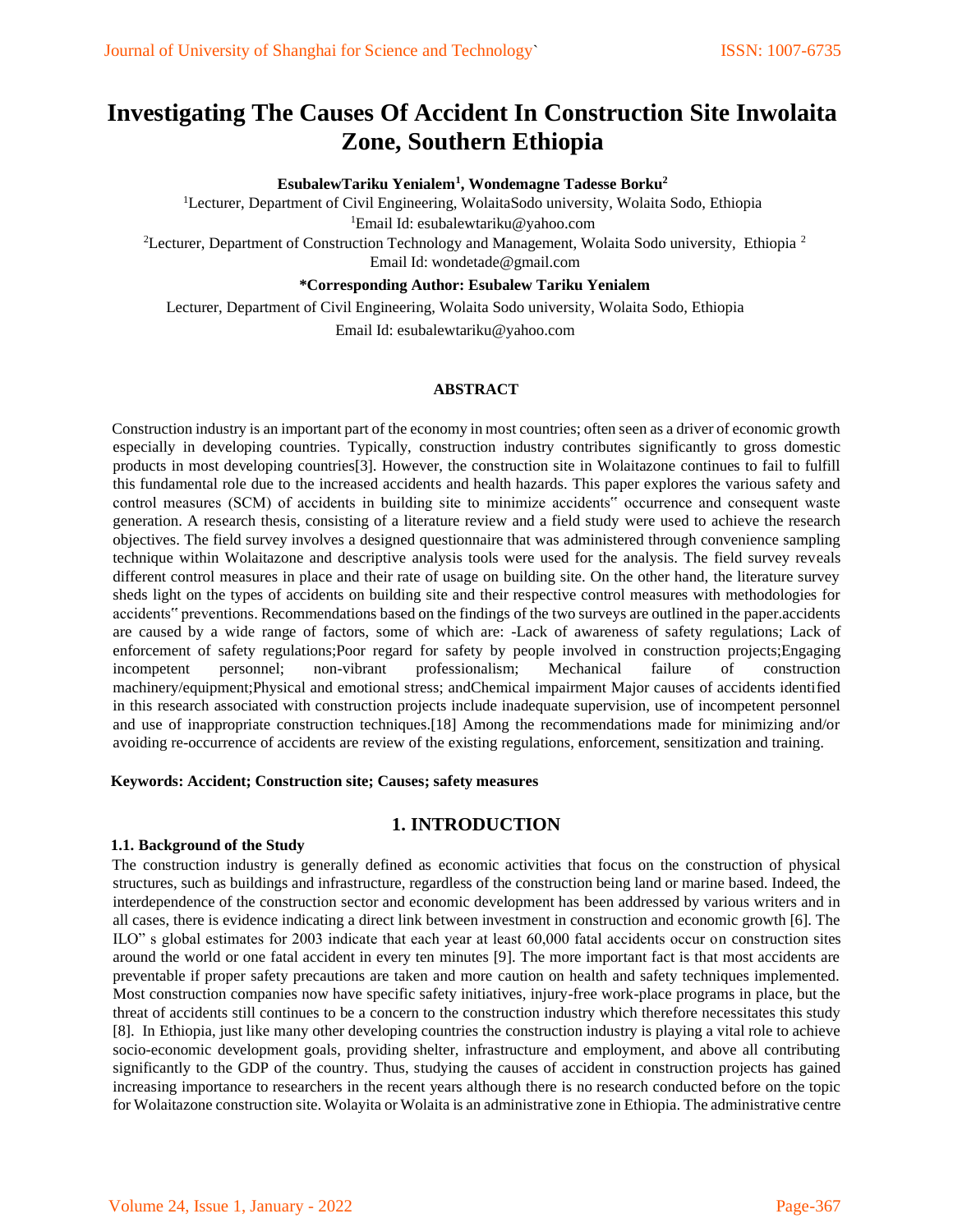# Investigating The Causes Of Accident In Construction Site Inwolaita Zone, Southern Ethiopia

**EsubalewTariku Yenialem[1], Wondemagne Tadesse Borku[2]**

[1]Lecturer, Department of Civil Engineering, WolaitaSodo university, Wolaita Sodo, Ethiopia

[1]Email Id: esubalewtariku@yahoo.com

[2]Lecturer, Department of Construction Technology and Management, Wolaita Sodo university, Ethiopia [2]

Email Id: wondetade@gmail.com

**\*Corresponding Author: Esubalew Tariku Yenialem**

Lecturer, Department of Civil Engineering, Wolaita Sodo university, Wolaita Sodo, Ethiopia

Email Id: esubalewtariku@yahoo.com

**ABSTRACT**

Construction industry is an important part of the economy in most countries; often seen as a driver of economic growth especially in developing countries. Typically, construction industry contributes significantly to gross domestic products in most developing countries[3]. However, the construction site in Wolaitazone continues to fail to fulfill this fundamental role due to the increased accidents and health hazards. This paper explores the various safety and control measures (SCM) of accidents in building site to minimize accidents" occurrence and consequent waste generation. A research thesis, consisting of a literature review and a field study were used to achieve the research objectives. The field survey involves a designed questionnaire that was administered through convenience sampling technique within Wolaitazone and descriptive analysis tools were used for the analysis. The field survey reveals different control measures in place and their rate of usage on building site. On the other hand, the literature survey sheds light on the types of accidents on building site and their respective control measures with methodologies for accidents" preventions. Recommendations based on the findings of the two surveys are outlined in the paper.accidents are caused by a wide range of factors, some of which are: -Lack of awareness of safety regulations; Lack of enforcement of safety regulations;Poor regard for safety by people involved in construction projects;Engaging incompetent personnel; non-vibrant professionalism; Mechanical failure of construction machinery/equipment;Physical and emotional stress; andChemical impairment Major causes of accidents identified in this research associated with construction projects include inadequate supervision, use of incompetent personnel and use of inappropriate construction techniques.[18] Among the recommendations made for minimizing and/or avoiding re-occurrence of accidents are review of the existing regulations, enforcement, sensitization and training.

**Keywords: Accident; Construction site; Causes; safety measures**

## 1. INTRODUCTION

### 1.1. Background of the Study

The construction industry is generally defined as economic activities that focus on the construction of physical structures, such as buildings and infrastructure, regardless of the construction being land or marine based. Indeed, the interdependence of the construction sector and economic development has been addressed by various writers and in all cases, there is evidence indicating a direct link between investment in construction and economic growth [6]. The ILO" s global estimates for 2003 indicate that each year at least 60,000 fatal accidents occur on construction sites around the world or one fatal accident in every ten minutes [9]. The more important fact is that most accidents are preventable if proper safety precautions are taken and more caution on health and safety techniques implemented. Most construction companies now have specific safety initiatives, injury-free work-place programs in place, but the threat of accidents still continues to be a concern to the construction industry which therefore necessitates this study [8]. In Ethiopia, just like many other developing countries the construction industry is playing a vital role to achieve socio-economic development goals, providing shelter, infrastructure and employment, and above all contributing significantly to the GDP of the country. Thus, studying the causes of accident in construction projects has gained increasing importance to researchers in the recent years although there is no research conducted before on the topic for Wolaitazone construction site. Wolayita or Wolaita is an administrative zone in Ethiopia. The administrative centre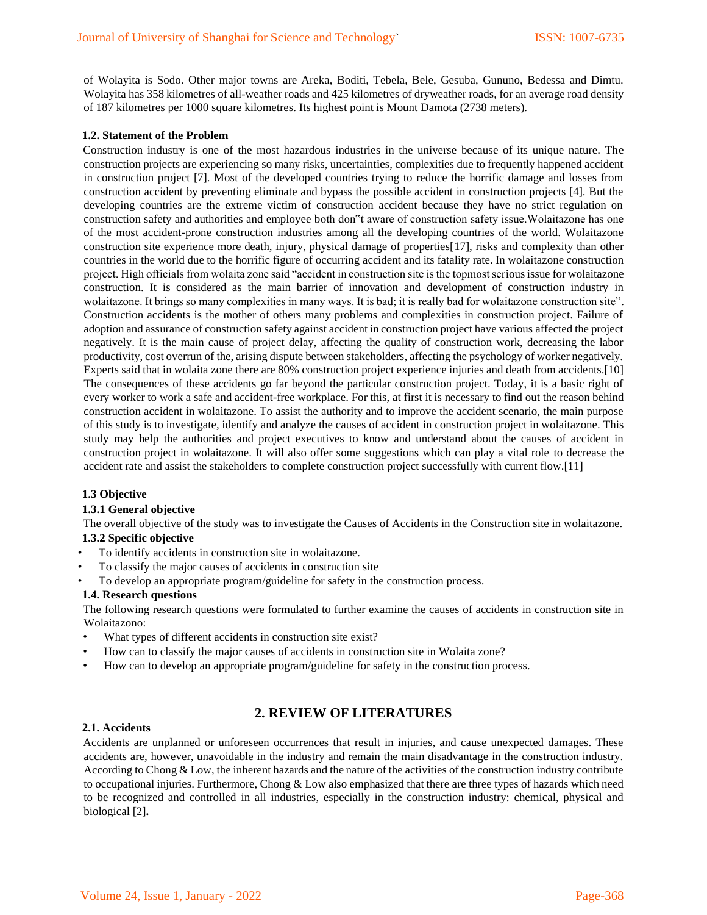of Wolayita is Sodo. Other major towns are Areka, Boditi, Tebela, Bele, Gesuba, Gununo, Bedessa and Dimtu. Wolayita has 358 kilometres of all-weather roads and 425 kilometres of dryweather roads, for an average road density of 187 kilometres per 1000 square kilometres. Its highest point is Mount Damota (2738 meters).

### 1.2. Statement of the Problem

Construction industry is one of the most hazardous industries in the universe because of its unique nature. The construction projects are experiencing so many risks, uncertainties, complexities due to frequently happened accident in construction project [7]. Most of the developed countries trying to reduce the horrific damage and losses from construction accident by preventing eliminate and bypass the possible accident in construction projects [4]. But the developing countries are the extreme victim of construction accident because they have no strict regulation on construction safety and authorities and employee both don‟t aware of construction safety issue.Wolaitazone has one of the most accident-prone construction industries among all the developing countries of the world. Wolaitazone construction site experience more death, injury, physical damage of properties[17], risks and complexity than other countries in the world due to the horrific figure of occurring accident and its fatality rate. In wolaitazone construction project. High officials from wolaita zone said "accident in construction site is the topmost serious issue for wolaitazone construction. It is considered as the main barrier of innovation and development of construction industry in wolaitazone. It brings so many complexities in many ways. It is bad; it is really bad for wolaitazone construction site". Construction accidents is the mother of others many problems and complexities in construction project. Failure of adoption and assurance of construction safety against accident in construction project have various affected the project negatively. It is the main cause of project delay, affecting the quality of construction work, decreasing the labor productivity, cost overrun of the, arising dispute between stakeholders, affecting the psychology of worker negatively. Experts said that in wolaita zone there are 80% construction project experience injuries and death from accidents.[10] The consequences of these accidents go far beyond the particular construction project. Today, it is a basic right of every worker to work a safe and accident-free workplace. For this, at first it is necessary to find out the reason behind construction accident in wolaitazone. To assist the authority and to improve the accident scenario, the main purpose of this study is to investigate, identify and analyze the causes of accident in construction project in wolaitazone. This study may help the authorities and project executives to know and understand about the causes of accident in construction project in wolaitazone. It will also offer some suggestions which can play a vital role to decrease the accident rate and assist the stakeholders to complete construction project successfully with current flow.[11]

### 1.3 Objective

#### 1.3.1 General objective

The overall objective of the study was to investigate the Causes of Accidents in the Construction site in wolaitazone.

#### 1.3.2 Specific objective

- To identify accidents in construction site in wolaitazone.
- To classify the major causes of accidents in construction site
- To develop an appropriate program/guideline for safety in the construction process.

### 1.4. Research questions

The following research questions were formulated to further examine the causes of accidents in construction site in Wolaitazono:

- What types of different accidents in construction site exist?
- How can to classify the major causes of accidents in construction site in Wolaita zone?
- How can to develop an appropriate program/guideline for safety in the construction process.

## 2. REVIEW OF LITERATURES

### 2.1. Accidents

Accidents are unplanned or unforeseen occurrences that result in injuries, and cause unexpected damages. These accidents are, however, unavoidable in the industry and remain the main disadvantage in the construction industry. According to Chong & Low, the inherent hazards and the nature of the activities of the construction industry contribute to occupational injuries. Furthermore, Chong & Low also emphasized that there are three types of hazards which need to be recognized and controlled in all industries, especially in the construction industry: chemical, physical and biological [2]**.**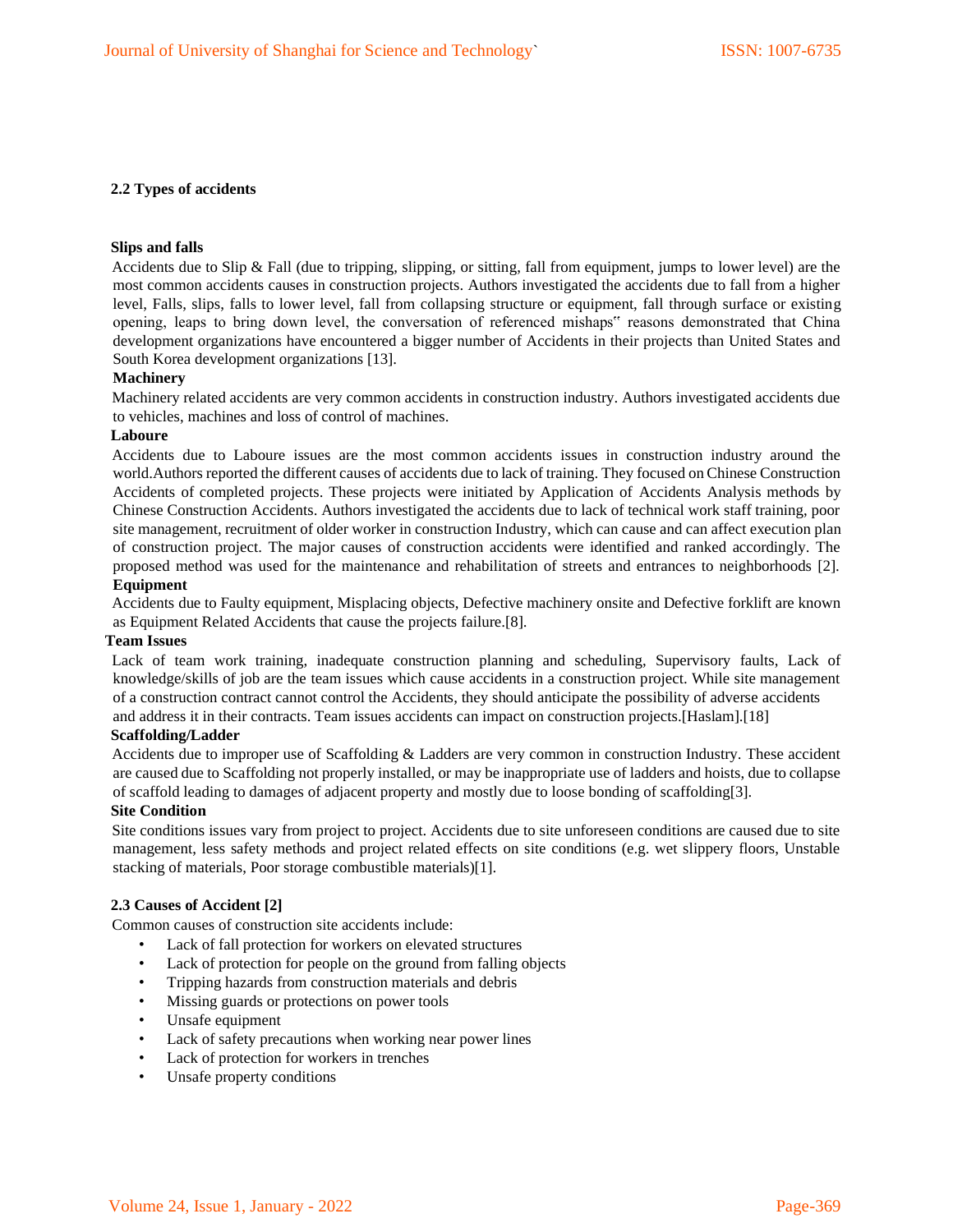## 2.2 Types of accidents

**Slips and falls**

Accidents due to Slip & Fall (due to tripping, slipping, or sitting, fall from equipment, jumps to lower level) are the most common accidents causes in construction projects. Authors investigated the accidents due to fall from a higher level, Falls, slips, falls to lower level, fall from collapsing structure or equipment, fall through surface or existing opening, leaps to bring down level, the conversation of referenced mishaps" reasons demonstrated that China development organizations have encountered a bigger number of Accidents in their projects than United States and South Korea development organizations [13].

**Machinery**

Machinery related accidents are very common accidents in construction industry. Authors investigated accidents due to vehicles, machines and loss of control of machines.

**Laboure**

Accidents due to Laboure issues are the most common accidents issues in construction industry around the world.Authors reported the different causes of accidents due to lack of training. They focused on Chinese Construction Accidents of completed projects. These projects were initiated by Application of Accidents Analysis methods by Chinese Construction Accidents. Authors investigated the accidents due to lack of technical work staff training, poor site management, recruitment of older worker in construction Industry, which can cause and can affect execution plan of construction project. The major causes of construction accidents were identified and ranked accordingly. The proposed method was used for the maintenance and rehabilitation of streets and entrances to neighborhoods [2].

**Equipment**

Accidents due to Faulty equipment, Misplacing objects, Defective machinery onsite and Defective forklift are known as Equipment Related Accidents that cause the projects failure.[8].

**Team Issues**

Lack of team work training, inadequate construction planning and scheduling, Supervisory faults, Lack of knowledge/skills of job are the team issues which cause accidents in a construction project. While site management of a construction contract cannot control the Accidents, they should anticipate the possibility of adverse accidents and address it in their contracts. Team issues accidents can impact on construction projects.[Haslam].[18]

**Scaffolding/Ladder**

Accidents due to improper use of Scaffolding & Ladders are very common in construction Industry. These accident are caused due to Scaffolding not properly installed, or may be inappropriate use of ladders and hoists, due to collapse of scaffold leading to damages of adjacent property and mostly due to loose bonding of scaffolding[3].

**Site Condition**

Site conditions issues vary from project to project. Accidents due to site unforeseen conditions are caused due to site management, less safety methods and project related effects on site conditions (e.g. wet slippery floors, Unstable stacking of materials, Poor storage combustible materials)[1].

## 2.3 Causes of Accident [2]

Common causes of construction site accidents include:

- Lack of fall protection for workers on elevated structures
- Lack of protection for people on the ground from falling objects
- Tripping hazards from construction materials and debris
- Missing guards or protections on power tools
- Unsafe equipment
- Lack of safety precautions when working near power lines
- Lack of protection for workers in trenches
- Unsafe property conditions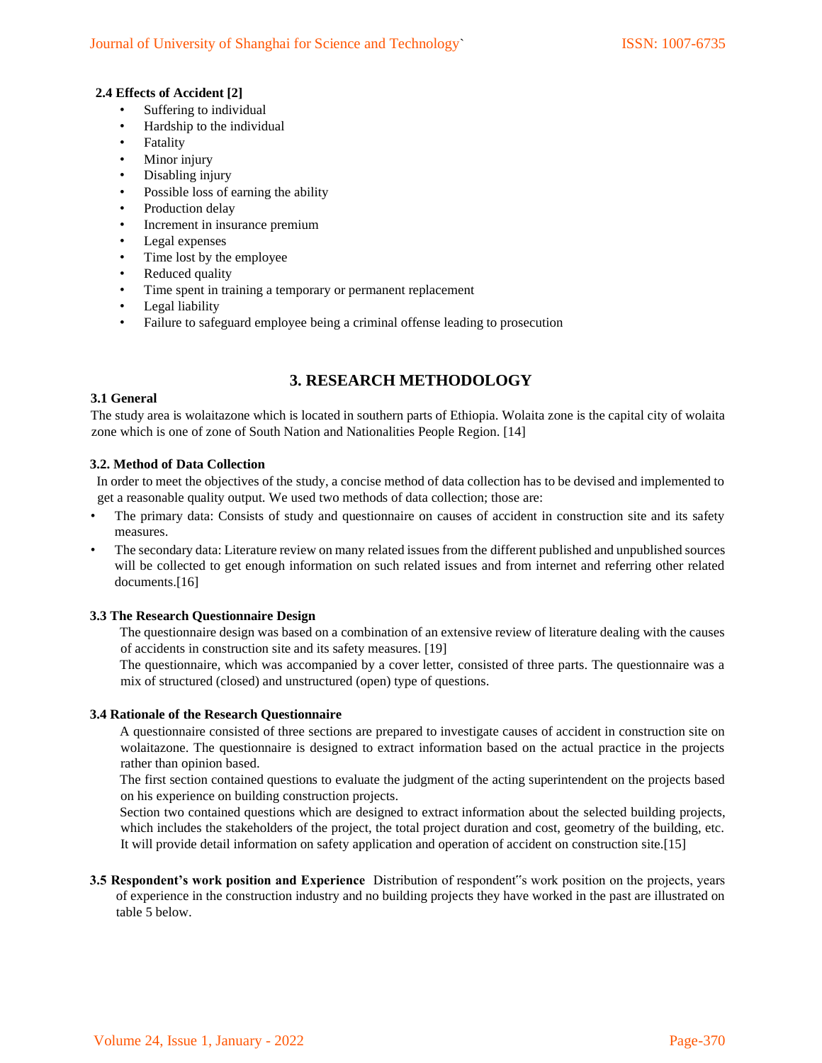### 2.4 Effects of Accident [2]

- Suffering to individual
- Hardship to the individual
- Fatality
- Minor injury
- Disabling injury
- Possible loss of earning the ability
- Production delay
- Increment in insurance premium
- Legal expenses
- Time lost by the employee
- Reduced quality
- Time spent in training a temporary or permanent replacement
- Legal liability
- Failure to safeguard employee being a criminal offense leading to prosecution

## 3. RESEARCH METHODOLOGY

### 3.1 General

The study area is wolaitazone which is located in southern parts of Ethiopia. Wolaita zone is the capital city of wolaita zone which is one of zone of South Nation and Nationalities People Region. [14]

### 3.2. Method of Data Collection

In order to meet the objectives of the study, a concise method of data collection has to be devised and implemented to get a reasonable quality output. We used two methods of data collection; those are:

- The primary data: Consists of study and questionnaire on causes of accident in construction site and its safety measures.
- The secondary data: Literature review on many related issues from the different published and unpublished sources will be collected to get enough information on such related issues and from internet and referring other related documents.[16]

### 3.3 The Research Questionnaire Design

The questionnaire design was based on a combination of an extensive review of literature dealing with the causes of accidents in construction site and its safety measures. [19]

The questionnaire, which was accompanied by a cover letter, consisted of three parts. The questionnaire was a mix of structured (closed) and unstructured (open) type of questions.

### 3.4 Rationale of the Research Questionnaire

A questionnaire consisted of three sections are prepared to investigate causes of accident in construction site on wolaitazone. The questionnaire is designed to extract information based on the actual practice in the projects rather than opinion based.

The first section contained questions to evaluate the judgment of the acting superintendent on the projects based on his experience on building construction projects.

Section two contained questions which are designed to extract information about the selected building projects, which includes the stakeholders of the project, the total project duration and cost, geometry of the building, etc. It will provide detail information on safety application and operation of accident on construction site.[15]

**3.5 Respondent's work position and Experience** Distribution of respondent"s work position on the projects, years of experience in the construction industry and no building projects they have worked in the past are illustrated on table 5 below.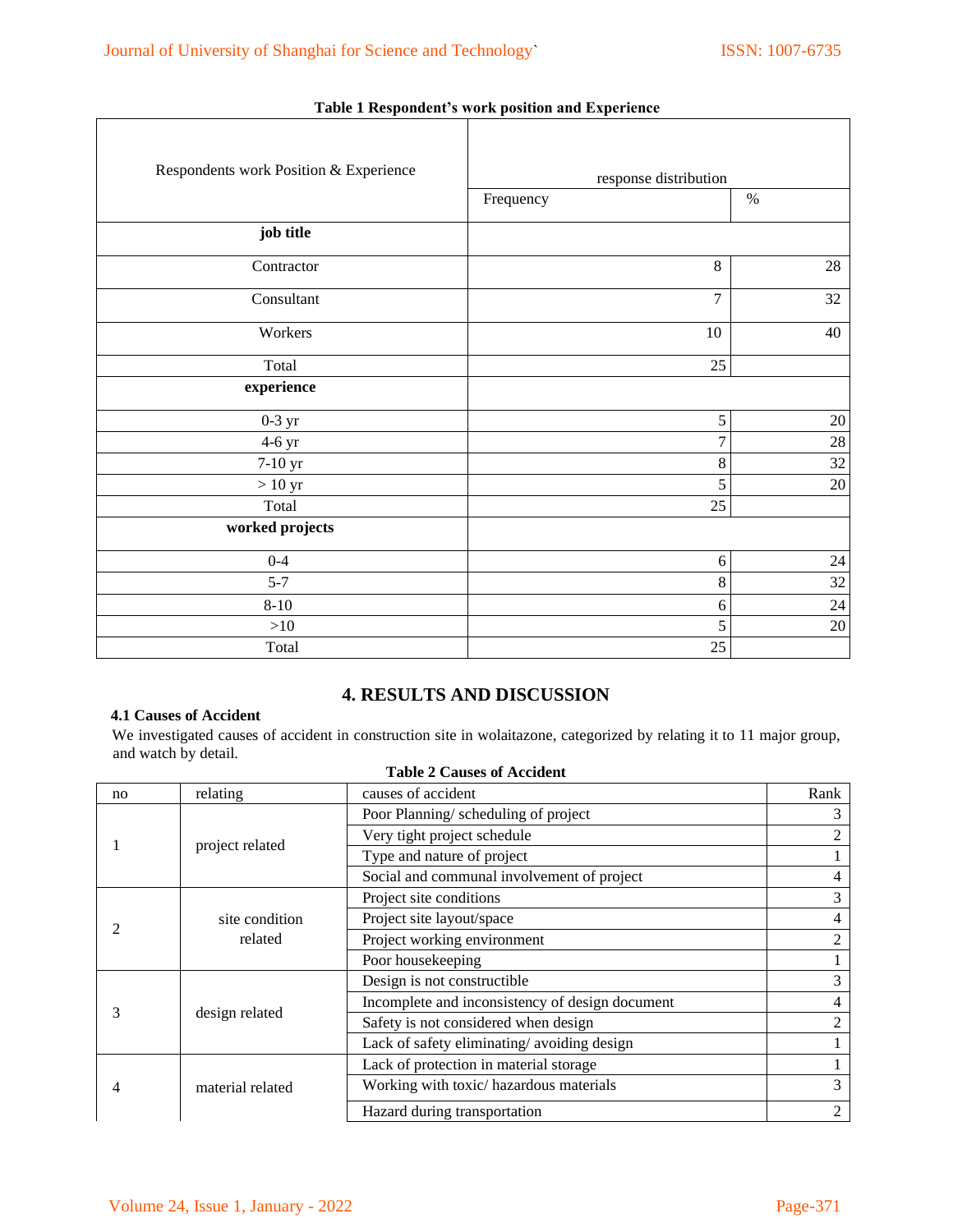**Table 1 Respondent's work position and Experience**

| Respondents work Position & Experience | response distribution | |
|---|---|---|
| | Frequency | % |
| **job title** | | |
| Contractor | 8 | 28 |
| Consultant | 7 | 32 |
| Workers | 10 | 40 |
| Total | 25 | |
| **experience** | | |
| 0-3 yr | 5 | 20 |
| 4-6 yr | 7 | 28 |
| 7-10 yr | 8 | 32 |
| > 10 yr | 5 | 20 |
| Total | 25 | |
| **worked projects** | | |
| 0-4 | 6 | 24 |
| 5-7 | 8 | 32 |
| 8-10 | 6 | 24 |
| >10 | 5 | 20 |
| Total | 25 | |

## 4. RESULTS AND DISCUSSION

### 4.1 Causes of Accident

We investigated causes of accident in construction site in wolaitazone, categorized by relating it to 11 major group, and watch by detail.

**Table 2 Causes of Accident**

| no | relating | causes of accident | Rank |
|---|---|---|---|
| 1 | project related | Poor Planning/ scheduling of project | 3 |
| | | Very tight project schedule | 2 |
| | | Type and nature of project | 1 |
| | | Social and communal involvement of project | 4 |
| 2 | site condition related | Project site conditions | 3 |
| | | Project site layout/space | 4 |
| | | Project working environment | 2 |
| | | Poor housekeeping | 1 |
| 3 | design related | Design is not constructible | 3 |
| | | Incomplete and inconsistency of design document | 4 |
| | | Safety is not considered when design | 2 |
| | | Lack of safety eliminating/ avoiding design | 1 |
| 4 | material related | Lack of protection in material storage | 1 |
| | | Working with toxic/ hazardous materials | 3 |
| | | Hazard during transportation | 2 |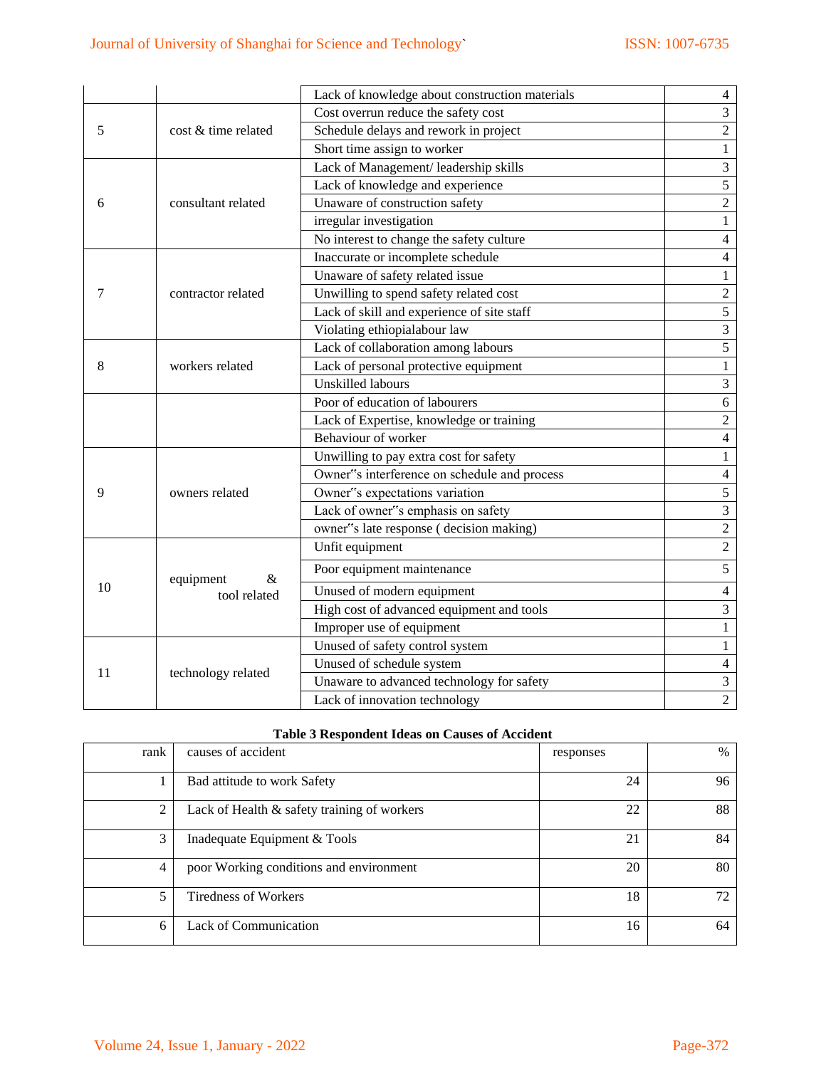| | | | |
|---|---|---|---|
| | | Lack of knowledge about construction materials | 4 |
| 5 | cost & time related | Cost overrun reduce the safety cost | 3 |
| | | Schedule delays and rework in project | 2 |
| | | Short time assign to worker | 1 |
| 6 | consultant related | Lack of Management/ leadership skills | 3 |
| | | Lack of knowledge and experience | 5 |
| | | Unaware of construction safety | 2 |
| | | irregular investigation | 1 |
| | | No interest to change the safety culture | 4 |
| 7 | contractor related | Inaccurate or incomplete schedule | 4 |
| | | Unaware of safety related issue | 1 |
| | | Unwilling to spend safety related cost | 2 |
| | | Lack of skill and experience of site staff | 5 |
| | | Violating ethiopialabour law | 3 |
| 8 | workers related | Lack of collaboration among labours | 5 |
| | | Lack of personal protective equipment | 1 |
| | | Unskilled labours | 3 |
| | | Poor of education of labourers | 6 |
| | | Lack of Expertise, knowledge or training | 2 |
| | | Behaviour of worker | 4 |
| 9 | owners related | Unwilling to pay extra cost for safety | 1 |
| | | Owner"s interference on schedule and process | 4 |
| | | Owner"s expectations variation | 5 |
| | | Lack of owner"s emphasis on safety | 3 |
| | | owner"s late response ( decision making) | 2 |
| 10 | equipment & tool related | Unfit equipment | 2 |
| | | Poor equipment maintenance | 5 |
| | | Unused of modern equipment | 4 |
| | | High cost of advanced equipment and tools | 3 |
| | | Improper use of equipment | 1 |
| 11 | technology related | Unused of safety control system | 1 |
| | | Unused of schedule system | 4 |
| | | Unaware to advanced technology for safety | 3 |
| | | Lack of innovation technology | 2 |

**Table 3 Respondent Ideas on Causes of Accident**

| rank | causes of accident | responses | % |
|---|---|---|---|
| 1 | Bad attitude to work Safety | 24 | 96 |
| 2 | Lack of Health & safety training of workers | 22 | 88 |
| 3 | Inadequate Equipment & Tools | 21 | 84 |
| 4 | poor Working conditions and environment | 20 | 80 |
| 5 | Tiredness of Workers | 18 | 72 |
| 6 | Lack of Communication | 16 | 64 |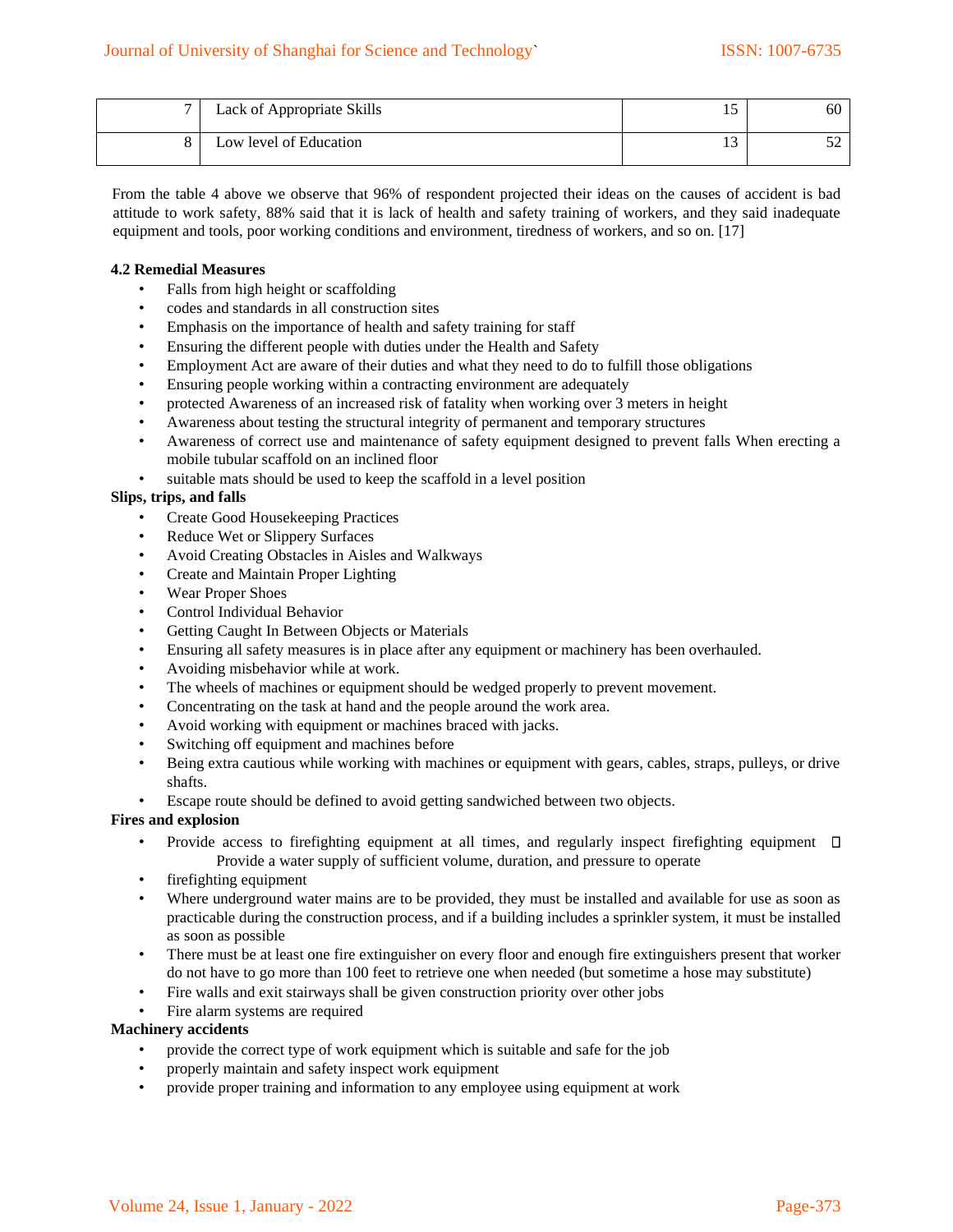| 7 | Lack of Appropriate Skills | 15 | 60 |
|---|---|---|---|
| 8 | Low level of Education | 13 | 52 |

From the table 4 above we observe that 96% of respondent projected their ideas on the causes of accident is bad attitude to work safety, 88% said that it is lack of health and safety training of workers, and they said inadequate equipment and tools, poor working conditions and environment, tiredness of workers, and so on. [17]

**4.2 Remedial Measures**

- Falls from high height or scaffolding
- codes and standards in all construction sites
- Emphasis on the importance of health and safety training for staff
- Ensuring the different people with duties under the Health and Safety
- Employment Act are aware of their duties and what they need to do to fulfill those obligations
- Ensuring people working within a contracting environment are adequately
- protected Awareness of an increased risk of fatality when working over 3 meters in height
- Awareness about testing the structural integrity of permanent and temporary structures
- Awareness of correct use and maintenance of safety equipment designed to prevent falls When erecting a mobile tubular scaffold on an inclined floor
- suitable mats should be used to keep the scaffold in a level position

**Slips, trips, and falls**

- Create Good Housekeeping Practices
- Reduce Wet or Slippery Surfaces
- Avoid Creating Obstacles in Aisles and Walkways
- Create and Maintain Proper Lighting
- Wear Proper Shoes
- Control Individual Behavior
- Getting Caught In Between Objects or Materials
- Ensuring all safety measures is in place after any equipment or machinery has been overhauled.
- Avoiding misbehavior while at work.
- The wheels of machines or equipment should be wedged properly to prevent movement.
- Concentrating on the task at hand and the people around the work area.
- Avoid working with equipment or machines braced with jacks.
- Switching off equipment and machines before
- Being extra cautious while working with machines or equipment with gears, cables, straps, pulleys, or drive shafts.
- Escape route should be defined to avoid getting sandwiched between two objects.

**Fires and explosion**

- Provide access to firefighting equipment at all times, and regularly inspect firefighting equipment  Provide a water supply of sufficient volume, duration, and pressure to operate
- firefighting equipment
- Where underground water mains are to be provided, they must be installed and available for use as soon as practicable during the construction process, and if a building includes a sprinkler system, it must be installed as soon as possible
- There must be at least one fire extinguisher on every floor and enough fire extinguishers present that worker do not have to go more than 100 feet to retrieve one when needed (but sometime a hose may substitute)
- Fire walls and exit stairways shall be given construction priority over other jobs
- Fire alarm systems are required

**Machinery accidents**

- provide the correct type of work equipment which is suitable and safe for the job
- properly maintain and safety inspect work equipment
- provide proper training and information to any employee using equipment at work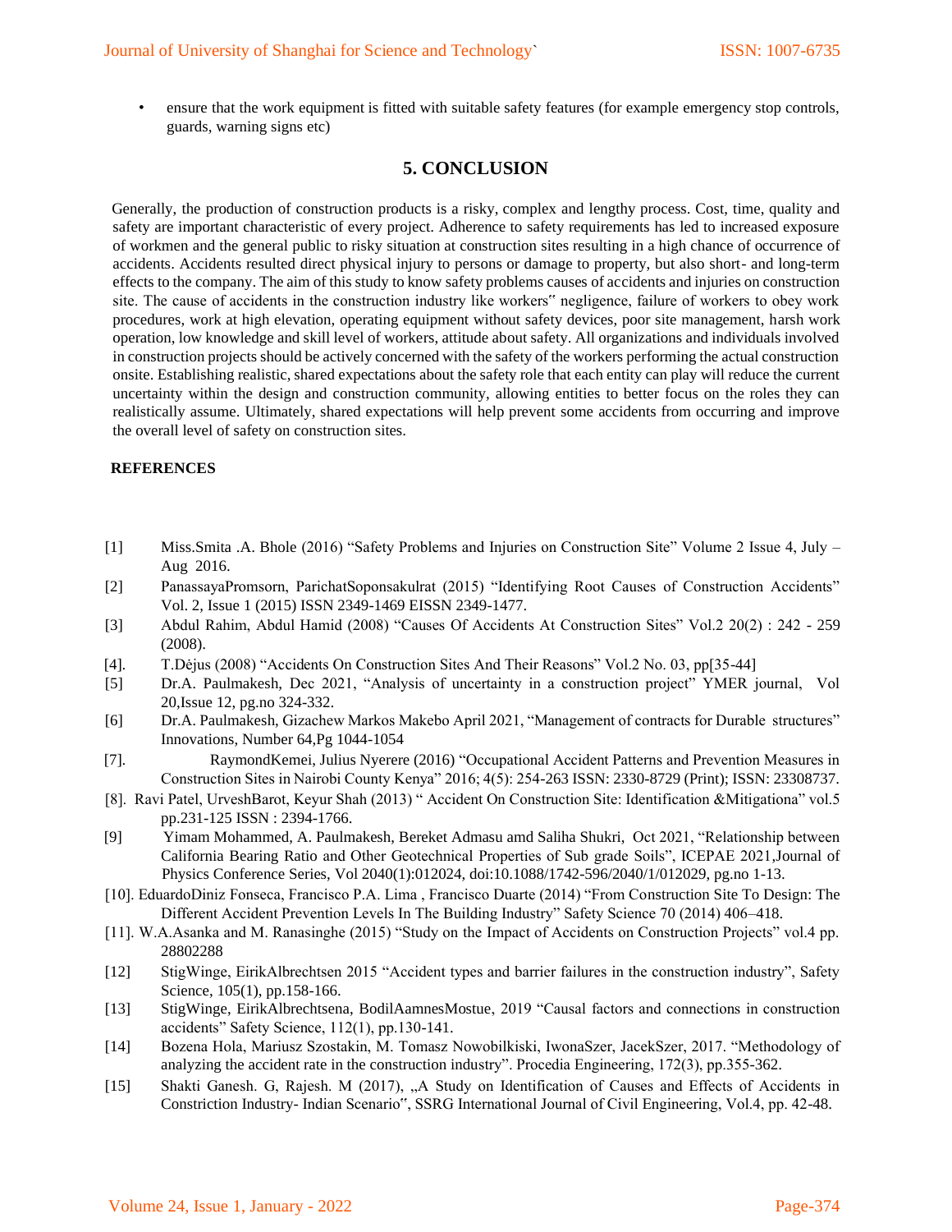- ensure that the work equipment is fitted with suitable safety features (for example emergency stop controls, guards, warning signs etc)

## 5. CONCLUSION

Generally, the production of construction products is a risky, complex and lengthy process. Cost, time, quality and safety are important characteristic of every project. Adherence to safety requirements has led to increased exposure of workmen and the general public to risky situation at construction sites resulting in a high chance of occurrence of accidents. Accidents resulted direct physical injury to persons or damage to property, but also short- and long-term effects to the company. The aim of this study to know safety problems causes of accidents and injuries on construction site. The cause of accidents in the construction industry like workers‟ negligence, failure of workers to obey work procedures, work at high elevation, operating equipment without safety devices, poor site management, harsh work operation, low knowledge and skill level of workers, attitude about safety. All organizations and individuals involved in construction projects should be actively concerned with the safety of the workers performing the actual construction onsite. Establishing realistic, shared expectations about the safety role that each entity can play will reduce the current uncertainty within the design and construction community, allowing entities to better focus on the roles they can realistically assume. Ultimately, shared expectations will help prevent some accidents from occurring and improve the overall level of safety on construction sites.

**REFERENCES**

[1] Miss.Smita .A. Bhole (2016) "Safety Problems and Injuries on Construction Site" Volume 2 Issue 4, July – Aug 2016.

[2] PanassayaPromsorn, ParichatSoponsakulrat (2015) "Identifying Root Causes of Construction Accidents" Vol. 2, Issue 1 (2015) ISSN 2349-1469 EISSN 2349-1477.

[3] Abdul Rahim, Abdul Hamid (2008) "Causes Of Accidents At Construction Sites" Vol.2 20(2) : 242 - 259 (2008).

[4]. T.Dėjus (2008) "Accidents On Construction Sites And Their Reasons" Vol.2 No. 03, pp[35-44]

[5] Dr.A. Paulmakesh, Dec 2021, "Analysis of uncertainty in a construction project" YMER journal, Vol 20,Issue 12, pg.no 324-332.

[6] Dr.A. Paulmakesh, Gizachew Markos Makebo April 2021, "Management of contracts for Durable structures" Innovations, Number 64,Pg 1044-1054

[7]. RaymondKemei, Julius Nyerere (2016) "Occupational Accident Patterns and Prevention Measures in Construction Sites in Nairobi County Kenya" 2016; 4(5): 254-263 ISSN: 2330-8729 (Print); ISSN: 23308737.

[8]. Ravi Patel, UrveshBarot, Keyur Shah (2013) " Accident On Construction Site: Identification &Mitigationa" vol.5 pp.231-125 ISSN : 2394-1766.

[9] Yimam Mohammed, A. Paulmakesh, Bereket Admasu amd Saliha Shukri, Oct 2021, "Relationship between California Bearing Ratio and Other Geotechnical Properties of Sub grade Soils", ICEPAE 2021,Journal of Physics Conference Series, Vol 2040(1):012024, doi:10.1088/1742-596/2040/1/012029, pg.no 1-13.

[10]. EduardoDiniz Fonseca, Francisco P.A. Lima , Francisco Duarte (2014) "From Construction Site To Design: The Different Accident Prevention Levels In The Building Industry" Safety Science 70 (2014) 406–418.

[11]. W.A.Asanka and M. Ranasinghe (2015) "Study on the Impact of Accidents on Construction Projects" vol.4 pp. 28802288

[12] StigWinge, EirikAlbrechtsen 2015 "Accident types and barrier failures in the construction industry", Safety Science, 105(1), pp.158-166.

[13] StigWinge, EirikAlbrechtsena, BodilAamnesMostue, 2019 "Causal factors and connections in construction accidents" Safety Science, 112(1), pp.130-141.

[14] Bozena Hola, Mariusz Szostakin, M. Tomasz Nowobilkiski, IwonaSzer, JacekSzer, 2017. "Methodology of analyzing the accident rate in the construction industry". Procedia Engineering, 172(3), pp.355-362.

[15] Shakti Ganesh. G, Rajesh. M (2017), „A Study on Identification of Causes and Effects of Accidents in Constriction Industry- Indian Scenario‟, SSRG International Journal of Civil Engineering, Vol.4, pp. 42-48.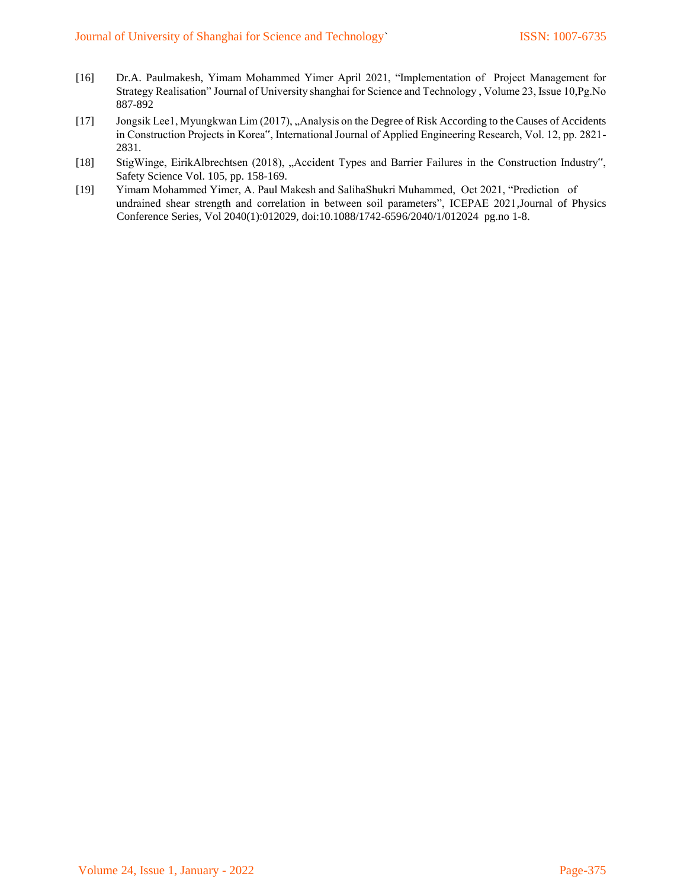[16] Dr.A. Paulmakesh, Yimam Mohammed Yimer April 2021, "Implementation of Project Management for Strategy Realisation" Journal of University shanghai for Science and Technology , Volume 23, Issue 10,Pg.No 887-892

[17] Jongsik Lee1, Myungkwan Lim (2017), „Analysis on the Degree of Risk According to the Causes of Accidents in Construction Projects in Korea", International Journal of Applied Engineering Research, Vol. 12, pp. 2821-2831.

[18] StigWinge, EirikAlbrechtsen (2018), „Accident Types and Barrier Failures in the Construction Industry", Safety Science Vol. 105, pp. 158-169.

[19] Yimam Mohammed Yimer, A. Paul Makesh and SalihaShukri Muhammed, Oct 2021, "Prediction of undrained shear strength and correlation in between soil parameters", ICEPAE 2021,Journal of Physics Conference Series, Vol 2040(1):012029, doi:10.1088/1742-6596/2040/1/012024 pg.no 1-8.